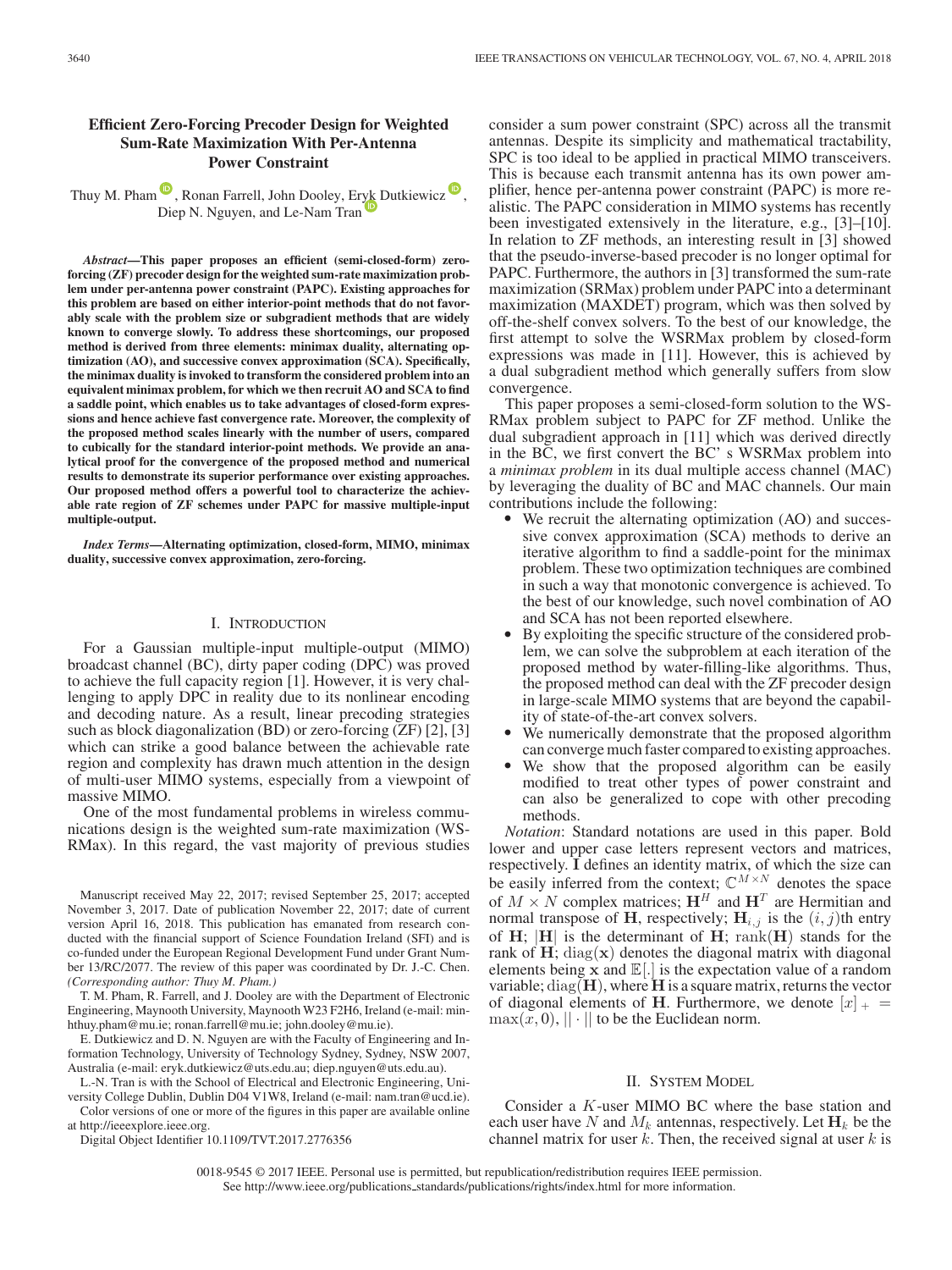# Efficient Zero-Forcing Precoder Design for Weighted Sum-Rate Maximization With Per-Antenna Power Constraint

Thuy M. Pham, Ronan Farrell, John Dooley, Eryk Dutkiewicz, Diep N. Nguyen, and Le-Nam Tran

***Abstract*—This paper proposes an efficient (semi-closed-form) zero-forcing (ZF) precoder design for the weighted sum-rate maximization problem under per-antenna power constraint (PAPC). Existing approaches for this problem are based on either interior-point methods that do not favorably scale with the problem size or subgradient methods that are widely known to converge slowly. To address these shortcomings, our proposed method is derived from three elements: minimax duality, alternating optimization (AO), and successive convex approximation (SCA). Specifically, the minimax duality is invoked to transform the considered problem into an equivalent minimax problem, for which we then recruit AO and SCA to find a saddle point, which enables us to take advantages of closed-form expressions and hence achieve fast convergence rate. Moreover, the complexity of the proposed method scales linearly with the number of users, compared to cubically for the standard interior-point methods. We provide an analytical proof for the convergence of the proposed method and numerical results to demonstrate its superior performance over existing approaches. Our proposed method offers a powerful tool to characterize the achievable rate region of ZF schemes under PAPC for massive multiple-input multiple-output.**

***Index Terms*—Alternating optimization, closed-form, MIMO, minimax duality, successive convex approximation, zero-forcing.**

## I. Introduction

For a Gaussian multiple-input multiple-output (MIMO) broadcast channel (BC), dirty paper coding (DPC) was proved to achieve the full capacity region [1]. However, it is very challenging to apply DPC in reality due to its nonlinear encoding and decoding nature. As a result, linear precoding strategies such as block diagonalization (BD) or zero-forcing (ZF) [2], [3] which can strike a good balance between the achievable rate region and complexity has drawn much attention in the design of multi-user MIMO systems, especially from a viewpoint of massive MIMO.

One of the most fundamental problems in wireless communications design is the weighted sum-rate maximization (WSRMax). In this regard, the vast majority of previous studies consider a sum power constraint (SPC) across all the transmit antennas. Despite its simplicity and mathematical tractability, SPC is too ideal to be applied in practical MIMO transceivers. This is because each transmit antenna has its own power amplifier, hence per-antenna power constraint (PAPC) is more realistic. The PAPC consideration in MIMO systems has recently been investigated extensively in the literature, e.g., [3]–[10]. In relation to ZF methods, an interesting result in [3] showed that the pseudo-inverse-based precoder is no longer optimal for PAPC. Furthermore, the authors in [3] transformed the sum-rate maximization (SRMax) problem under PAPC into a determinant maximization (MAXDET) program, which was then solved by off-the-shelf convex solvers. To the best of our knowledge, the first attempt to solve the WSRMax problem by closed-form expressions was made in [11]. However, this is achieved by a dual subgradient method which generally suffers from slow convergence.

This paper proposes a semi-closed-form solution to the WSRMax problem subject to PAPC for ZF method. Unlike the dual subgradient approach in [11] which was derived directly in the BC, we first convert the BC' s WSRMax problem into a *minimax problem* in its dual multiple access channel (MAC) by leveraging the duality of BC and MAC channels. Our main contributions include the following:

- We recruit the alternating optimization (AO) and successive convex approximation (SCA) methods to derive an iterative algorithm to find a saddle-point for the minimax problem. These two optimization techniques are combined in such a way that monotonic convergence is achieved. To the best of our knowledge, such novel combination of AO and SCA has not been reported elsewhere.
- By exploiting the specific structure of the considered problem, we can solve the subproblem at each iteration of the proposed method by water-filling-like algorithms. Thus, the proposed method can deal with the ZF precoder design in large-scale MIMO systems that are beyond the capability of state-of-the-art convex solvers.
- We numerically demonstrate that the proposed algorithm can converge much faster compared to existing approaches.
- We show that the proposed algorithm can be easily modified to treat other types of power constraint and can also be generalized to cope with other precoding methods.

*Notation*: Standard notations are used in this paper. Bold lower and upper case letters represent vectors and matrices, respectively. $\mathbf{I}$ defines an identity matrix, of which the size can be easily inferred from the context; $\mathbb{C}^{M\times N}$ denotes the space of $M \times N$ complex matrices; $\mathbf{H}^H$ and $\mathbf{H}^T$ are Hermitian and normal transpose of $\mathbf{H}$, respectively; $\mathbf{H}_{i,j}$ is the $(i, j)$th entry of $\mathbf{H}$; $|\mathbf{H}|$ is the determinant of $\mathbf{H}$; $\text{rank}(\mathbf{H})$ stands for the rank of $\mathbf{H}$; $\text{diag}(\mathbf{x})$ denotes the diagonal matrix with diagonal elements being $\mathbf{x}$ and $\mathbb{E}[.]$ is the expectation value of a random variable; $\text{diag}(\mathbf{H})$, where $\mathbf{H}$ is a square matrix, returns the vector of diagonal elements of $\mathbf{H}$. Furthermore, we denote $[x]_+ = \max(x, 0)$, $||\cdot||$ to be the Euclidean norm.

## II. System Model

Consider a $K$-user MIMO BC where the base station and each user have $N$ and $M_k$ antennas, respectively. Let $\mathbf{H}_k$ be the channel matrix for user $k$. Then, the received signal at user $k$ is

Manuscript received May 22, 2017; revised September 25, 2017; accepted November 3, 2017. Date of publication November 22, 2017; date of current version April 16, 2018. This publication has emanated from research conducted with the financial support of Science Foundation Ireland (SFI) and is co-funded under the European Regional Development Fund under Grant Number 13/RC/2077. The review of this paper was coordinated by Dr. J.-C. Chen. *(Corresponding author: Thuy M. Pham.)*

T. M. Pham, R. Farrell, and J. Dooley are with the Department of Electronic Engineering, Maynooth University, Maynooth W23 F2H6, Ireland (e-mail: minhthuy.pham@mu.ie; ronan.farrell@mu.ie; john.dooley@mu.ie).

E. Dutkiewicz and D. N. Nguyen are with the Faculty of Engineering and Information Technology, University of Technology Sydney, Sydney, NSW 2007, Australia (e-mail: eryk.dutkiewicz@uts.edu.au; diep.nguyen@uts.edu.au).

L.-N. Tran is with the School of Electrical and Electronic Engineering, University College Dublin, Dublin D04 V1W8, Ireland (e-mail: nam.tran@ucd.ie).

Color versions of one or more of the figures in this paper are available online at http://ieeexplore.ieee.org.

Digital Object Identifier 10.1109/TVT.2017.2776356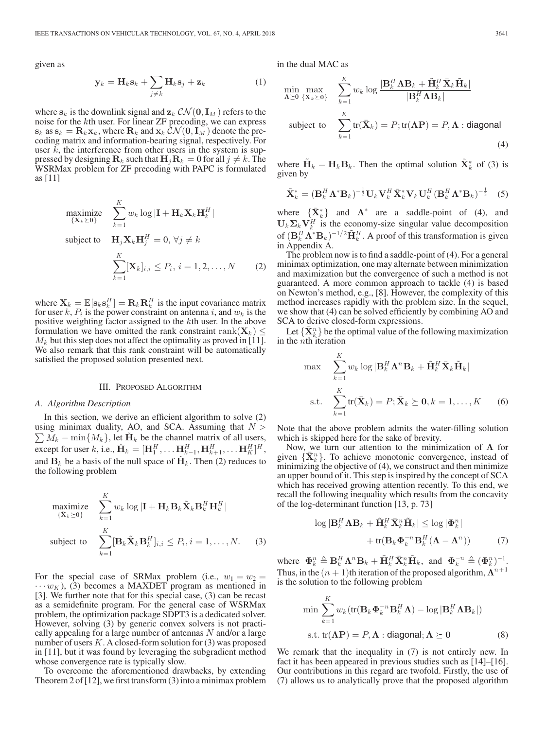given as

$$\mathbf{y}_k = \mathbf{H}_k\mathbf{s}_k + \sum_{j\neq k}\mathbf{H}_k\mathbf{s}_j + \mathbf{z}_k \tag{1}$$

where $\mathbf{s}_k$ is the downlink signal and $\mathbf{z}_k\,\mathcal{CN}(\mathbf{0},\mathbf{I}_M)$ refers to the noise for the $k$th user. For linear ZF precoding, we can express $\mathbf{s}_k$ as $\mathbf{s}_k = \mathbf{R}_k\mathbf{x}_k$, where $\mathbf{R}_k$ and $\mathbf{x}_k\,\mathcal{CN}(\mathbf{0},\mathbf{I}_M)$ denote the precoding matrix and information-bearing signal, respectively. For user $k$, the interference from other users in the system is suppressed by designing $\mathbf{R}_k$ such that $\mathbf{H}_j\mathbf{R}_k = 0$ for all $j\neq k$. The WSRMax problem for ZF precoding with PAPC is formulated as [11]

$$\begin{aligned}
\underset{\{\mathbf{X}_k\succeq\mathbf{0}\}}{\text{maximize}} \quad & \sum_{k=1}^{K} w_k \log|\mathbf{I}+\mathbf{H}_k\mathbf{X}_k\mathbf{H}_k^H| \\
\text{subject to} \quad & \mathbf{H}_j\mathbf{X}_k\mathbf{H}_j^H = 0,\ \forall j\neq k \\
& \sum_{k=1}^{K}[\mathbf{X}_k]_{i,i} \leq P_i,\ i=1,2,\ldots,N
\end{aligned} \tag{2}$$

where $\mathbf{X}_k = \mathbb{E}[\mathbf{s}_k\mathbf{s}_k^H] = \mathbf{R}_k\mathbf{R}_k^H$ is the input covariance matrix for user $k$, $P_i$ is the power constraint on antenna $i$, and $w_k$ is the positive weighting factor assigned to the $k$th user. In the above formulation we have omitted the rank constraint $\operatorname{rank}(\mathbf{X}_k)\leq M_k$ but this step does not affect the optimality as proved in [11]. We also remark that this rank constraint will be automatically satisfied the proposed solution presented next.

## III. Proposed Algorithm

### A. Algorithm Description

In this section, we derive an efficient algorithm to solve (2) using minimax duality, AO, and SCA. Assuming that $N > \sum M_k - \min\{M_k\}$, let $\check{\mathbf{H}}_k$ be the channel matrix of all users, except for user $k$, i.e., $\check{\mathbf{H}}_k = [\mathbf{H}_1^H,\ldots\mathbf{H}_{k-1}^H,\mathbf{H}_{k+1}^H,\ldots\mathbf{H}_K^H]^H$, and $\mathbf{B}_k$ be a basis of the null space of $\check{\mathbf{H}}_k$. Then (2) reduces to the following problem

$$\begin{aligned}
\underset{\{\tilde{\mathbf{X}}_k\succeq\mathbf{0}\}}{\text{maximize}} \quad & \sum_{k=1}^{K} w_k \log|\mathbf{I}+\mathbf{H}_k\mathbf{B}_k\tilde{\mathbf{X}}_k\mathbf{B}_k^H\mathbf{H}_k^H| \\
\text{subject to} \quad & \sum_{k=1}^{K}[\mathbf{B}_k\tilde{\mathbf{X}}_k\mathbf{B}_k^H]_{i,i} \leq P_i, i=1,\ldots,N.
\end{aligned} \tag{3}$$

For the special case of SRMax problem (i.e., $w_1 = w_2 = \cdots w_K$), (3) becomes a MAXDET program as mentioned in [3]. We further note that for this special case, (3) can be recast as a semidefinite program. For the general case of WSRMax problem, the optimization package SDPT3 is a dedicated solver. However, solving (3) by generic convex solvers is not practically appealing for a large number of antennas $N$ and/or a large number of users $K$. A closed-form solution for (3) was proposed in [11], but it was found by leveraging the subgradient method whose convergence rate is typically slow.

To overcome the aforementioned drawbacks, by extending Theorem 2 of [12], we first transform (3) into a minimax problem in the dual MAC as

$$\begin{aligned}
\min_{\boldsymbol{\Lambda}\succeq\mathbf{0}}\ \max_{\{\bar{\mathbf{X}}_k\succeq\mathbf{0}\}} \quad & \sum_{k=1}^{K} w_k \log\frac{|\mathbf{B}_k^H\boldsymbol{\Lambda}\mathbf{B}_k+\tilde{\mathbf{H}}_k^H\bar{\mathbf{X}}_k\tilde{\mathbf{H}}_k|}{|\mathbf{B}_k^H\boldsymbol{\Lambda}\mathbf{B}_k|} \\
\text{subject to} \quad & \sum_{k=1}^{K}\operatorname{tr}(\bar{\mathbf{X}}_k) = P; \operatorname{tr}(\boldsymbol{\Lambda}\mathbf{P}) = P, \boldsymbol{\Lambda}: \text{diagonal}
\end{aligned} \tag{4}$$

where $\tilde{\mathbf{H}}_k = \mathbf{H}_k\mathbf{B}_k$. Then the optimal solution $\tilde{\mathbf{X}}_k^*$ of (3) is given by

$$\tilde{\mathbf{X}}_k^* = (\mathbf{B}_k^H\boldsymbol{\Lambda}^*\mathbf{B}_k)^{-\frac{1}{2}}\mathbf{U}_k\mathbf{V}_k^H\bar{\mathbf{X}}_k^*\mathbf{V}_k\mathbf{U}_k^H(\mathbf{B}_k^H\boldsymbol{\Lambda}^*\mathbf{B}_k)^{-\frac{1}{2}} \tag{5}$$

where $\{\bar{\mathbf{X}}_k^*\}$ and $\boldsymbol{\Lambda}^*$ are a saddle-point of (4), and $\mathbf{U}_k\boldsymbol{\Sigma}_k\mathbf{V}_k^H$ is the economy-size singular value decomposition of $(\mathbf{B}_k^H\boldsymbol{\Lambda}^*\mathbf{B}_k)^{-1/2}\tilde{\mathbf{H}}_k^H$. A proof of this transformation is given in Appendix A.

The problem now is to find a saddle-point of (4). For a general minimax optimization, one may alternate between minimization and maximization but the convergence of such a method is not guaranteed. A more common approach to tackle (4) is based on Newton's method, e.g., [8]. However, the complexity of this method increases rapidly with the problem size. In the sequel, we show that (4) can be solved efficiently by combining AO and SCA to derive closed-form expressions.

Let $\{\bar{\mathbf{X}}_k^n\}$ be the optimal value of the following maximization in the $n$th iteration

$$\begin{aligned}
\max \quad & \sum_{k=1}^{K} w_k \log|\mathbf{B}_k^H\boldsymbol{\Lambda}^n\mathbf{B}_k+\tilde{\mathbf{H}}_k^H\bar{\mathbf{X}}_k\tilde{\mathbf{H}}_k| \\
\text{s.t.} \quad & \sum_{k=1}^{K}\operatorname{tr}(\bar{\mathbf{X}}_k) = P; \bar{\mathbf{X}}_k\succeq\mathbf{0}, k=1,\ldots,K
\end{aligned} \tag{6}$$

Note that the above problem admits the water-filling solution which is skipped here for the sake of brevity.

Now, we turn our attention to the minimization of $\boldsymbol{\Lambda}$ for given $\{\bar{\mathbf{X}}_k^n\}$. To achieve monotonic convergence, instead of minimizing the objective of (4), we construct and then minimize an upper bound of it. This step is inspired by the concept of SCA which has received growing attention recently. To this end, we recall the following inequality which results from the concavity of the log-determinant function [13, p. 73]

$$\begin{aligned}
\log|\mathbf{B}_k^H\boldsymbol{\Lambda}\mathbf{B}_k+\tilde{\mathbf{H}}_k^H\bar{\mathbf{X}}_k^n\tilde{\mathbf{H}}_k| &\leq \log|\boldsymbol{\Phi}_k^n| \\
&\quad + \operatorname{tr}(\mathbf{B}_k\boldsymbol{\Phi}_k^{-n}\mathbf{B}_k^H(\boldsymbol{\Lambda}-\boldsymbol{\Lambda}^n))
\end{aligned} \tag{7}$$

where $\boldsymbol{\Phi}_k^n \triangleq \mathbf{B}_k^H\boldsymbol{\Lambda}^n\mathbf{B}_k+\tilde{\mathbf{H}}_k^H\bar{\mathbf{X}}_k^n\tilde{\mathbf{H}}_k$, and $\boldsymbol{\Phi}_k^{-n}\triangleq(\boldsymbol{\Phi}_k^n)^{-1}$. Thus, in the $(n+1)$th iteration of the proposed algorithm, $\boldsymbol{\Lambda}^{n+1}$ is the solution to the following problem

$$\begin{aligned}
\min \quad & \sum_{k=1}^{K} w_k(\operatorname{tr}(\mathbf{B}_k\boldsymbol{\Phi}_k^{-n}\mathbf{B}_k^H\boldsymbol{\Lambda})-\log|\mathbf{B}_k^H\boldsymbol{\Lambda}\mathbf{B}_k|) \\
\text{s.t.} \quad & \operatorname{tr}(\boldsymbol{\Lambda}\mathbf{P}) = P, \boldsymbol{\Lambda}: \text{diagonal}; \boldsymbol{\Lambda}\succeq\mathbf{0}
\end{aligned} \tag{8}$$

We remark that the inequality in (7) is not entirely new. In fact it has been appeared in previous studies such as [14]–[16]. Our contributions in this regard are twofold. Firstly, the use of (7) allows us to analytically prove that the proposed algorithm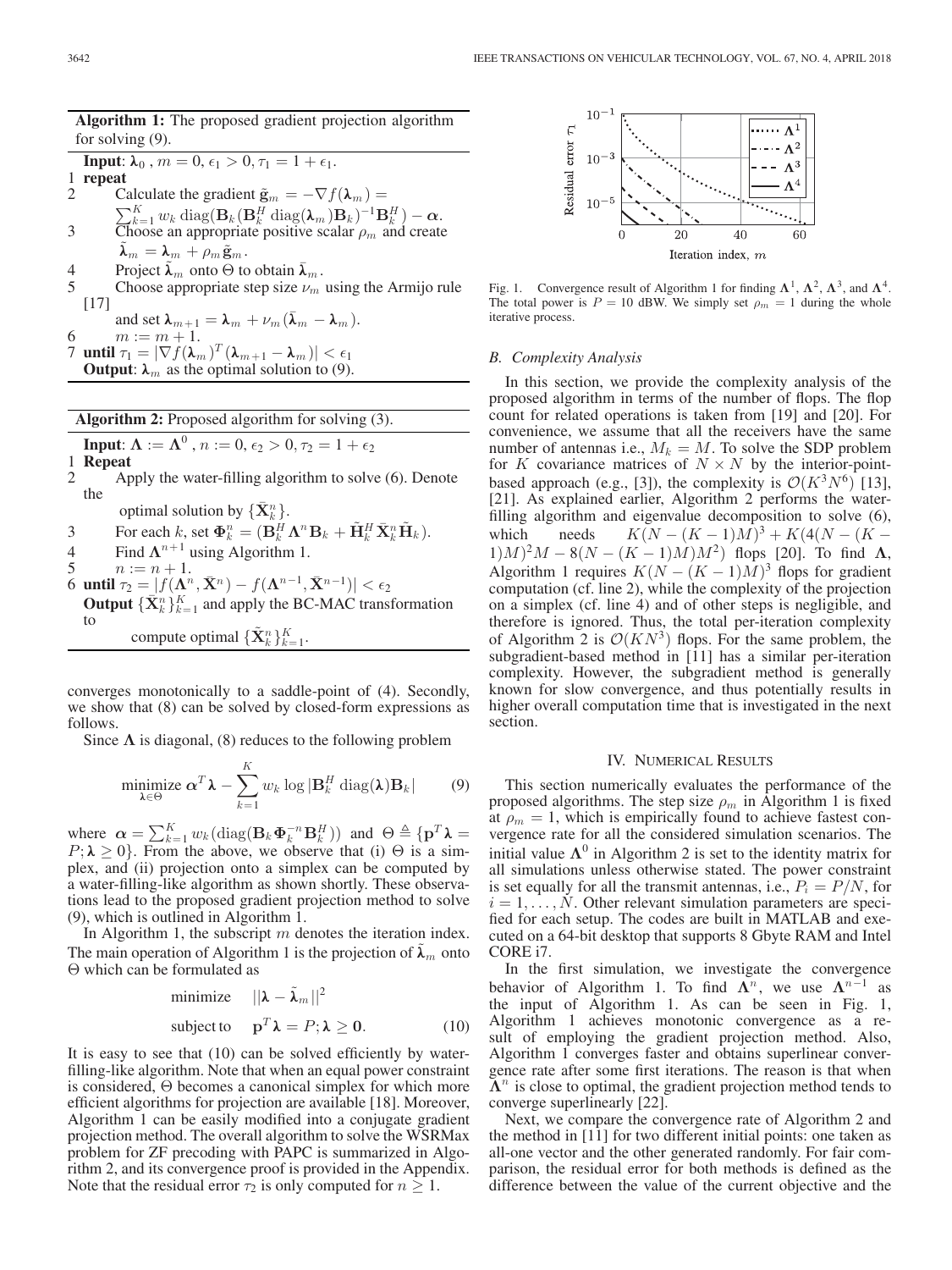**Algorithm 1:** The proposed gradient projection algorithm for solving (9).

**Input**: $\boldsymbol{\lambda}_0$ , $m = 0$, $\epsilon_1 > 0, \tau_1 = 1 + \epsilon_1$.

1 **repeat**

2 Calculate the gradient $\tilde{\mathbf{g}}_m = -\nabla f(\boldsymbol{\lambda}_m) = \sum_{k=1}^{K} w_k \operatorname{diag}(\mathbf{B}_k(\mathbf{B}_k^H \operatorname{diag}(\boldsymbol{\lambda}_m)\mathbf{B}_k)^{-1}\mathbf{B}_k^H) - \boldsymbol{\alpha}$.

3 Choose an appropriate positive scalar $\rho_m$ and create $\tilde{\boldsymbol{\lambda}}_m = \boldsymbol{\lambda}_m + \rho_m \tilde{\mathbf{g}}_m$.

4 Project $\tilde{\boldsymbol{\lambda}}_m$ onto $\Theta$ to obtain $\bar{\boldsymbol{\lambda}}_m$.

5 Choose appropriate step size $\nu_m$ using the Armijo rule [17] and set $\boldsymbol{\lambda}_{m+1} = \boldsymbol{\lambda}_m + \nu_m(\bar{\boldsymbol{\lambda}}_m - \boldsymbol{\lambda}_m)$.

6 $m := m + 1$.

7 **until** $\tau_1 = |\nabla f(\boldsymbol{\lambda}_m)^T(\boldsymbol{\lambda}_{m+1} - \boldsymbol{\lambda}_m)| < \epsilon_1$

**Output**: $\boldsymbol{\lambda}_m$ as the optimal solution to (9).

**Algorithm 2:** Proposed algorithm for solving (3).

**Input**: $\boldsymbol{\Lambda} := \boldsymbol{\Lambda}^0$ , $n := 0$, $\epsilon_2 > 0, \tau_2 = 1 + \epsilon_2$

1 **Repeat**

2 Apply the water-filling algorithm to solve (6). Denote the optimal solution by $\{\bar{\mathbf{X}}_k^n\}$.

3 For each $k$, set $\boldsymbol{\Phi}_k^n = (\mathbf{B}_k^H \boldsymbol{\Lambda}^n \mathbf{B}_k + \tilde{\mathbf{H}}_k^H \bar{\mathbf{X}}_k^n \tilde{\mathbf{H}}_k)$.

4 Find $\boldsymbol{\Lambda}^{n+1}$ using Algorithm 1.

5 $n := n + 1$.

6 **until** $\tau_2 = |f(\boldsymbol{\Lambda}^n, \bar{\mathbf{X}}^n) - f(\boldsymbol{\Lambda}^{n-1}, \bar{\mathbf{X}}^{n-1})| < \epsilon_2$

**Output** $\{\bar{\mathbf{X}}_k^n\}_{k=1}^K$ and apply the BC-MAC transformation to compute optimal $\{\tilde{\mathbf{X}}_k^n\}_{k=1}^K$.

converges monotonically to a saddle-point of (4). Secondly, we show that (8) can be solved by closed-form expressions as follows.

Since $\boldsymbol{\Lambda}$ is diagonal, (8) reduces to the following problem

$$\underset{\boldsymbol{\lambda} \in \Theta}{\text{minimize}} \ \boldsymbol{\alpha}^T \boldsymbol{\lambda} - \sum_{k=1}^{K} w_k \log |\mathbf{B}_k^H \operatorname{diag}(\boldsymbol{\lambda}) \mathbf{B}_k| \qquad (9)$$

where $\boldsymbol{\alpha} = \sum_{k=1}^{K} w_k (\operatorname{diag}(\mathbf{B}_k \boldsymbol{\Phi}_k^{-n} \mathbf{B}_k^H))$ and $\Theta \triangleq \{\mathbf{p}^T \boldsymbol{\lambda} = P; \boldsymbol{\lambda} \geq 0\}$. From the above, we observe that (i) $\Theta$ is a simplex, and (ii) projection onto a simplex can be computed by a water-filling-like algorithm as shown shortly. These observations lead to the proposed gradient projection method to solve (9), which is outlined in Algorithm 1.

In Algorithm 1, the subscript $m$ denotes the iteration index. The main operation of Algorithm 1 is the projection of $\tilde{\boldsymbol{\lambda}}_m$ onto $\Theta$ which can be formulated as

$$\begin{aligned} \text{minimize} \quad & ||\boldsymbol{\lambda} - \tilde{\boldsymbol{\lambda}}_m||^2 \\ \text{subject to} \quad & \mathbf{p}^T \boldsymbol{\lambda} = P; \boldsymbol{\lambda} \geq \mathbf{0}. \end{aligned} \qquad (10)$$

It is easy to see that (10) can be solved efficiently by water-filling-like algorithm. Note that when an equal power constraint is considered, $\Theta$ becomes a canonical simplex for which more efficient algorithms for projection are available [18]. Moreover, Algorithm 1 can be easily modified into a conjugate gradient projection method. The overall algorithm to solve the WSRMax problem for ZF precoding with PAPC is summarized in Algorithm 2, and its convergence proof is provided in the Appendix. Note that the residual error $\tau_2$ is only computed for $n \geq 1$.

Fig. 1. Convergence result of Algorithm 1 for finding $\boldsymbol{\Lambda}^1$, $\boldsymbol{\Lambda}^2$, $\boldsymbol{\Lambda}^3$, and $\boldsymbol{\Lambda}^4$. The total power is $P = 10$ dBW. We simply set $\rho_m = 1$ during the whole iterative process.

### B. Complexity Analysis

In this section, we provide the complexity analysis of the proposed algorithm in terms of the number of flops. The flop count for related operations is taken from [19] and [20]. For convenience, we assume that all the receivers have the same number of antennas i.e., $M_k = M$. To solve the SDP problem for $K$ covariance matrices of $N \times N$ by the interior-point-based approach (e.g., [3]), the complexity is $\mathcal{O}(K^3 N^6)$ [13], [21]. As explained earlier, Algorithm 2 performs the water-filling algorithm and eigenvalue decomposition to solve (6), which needs $K(N - (K-1)M)^3 + K(4(N - (K-1)M)^2 M - 8(N - (K-1)M)M^2)$ flops [20]. To find $\boldsymbol{\Lambda}$, Algorithm 1 requires $K(N - (K-1)M)^3$ flops for gradient computation (cf. line 2), while the complexity of the projection on a simplex (cf. line 4) and of other steps is negligible, and therefore is ignored. Thus, the total per-iteration complexity of Algorithm 2 is $\mathcal{O}(KN^3)$ flops. For the same problem, the subgradient-based method in [11] has a similar per-iteration complexity. However, the subgradient method is generally known for slow convergence, and thus potentially results in higher overall computation time that is investigated in the next section.

## IV. Numerical Results

This section numerically evaluates the performance of the proposed algorithms. The step size $\rho_m$ in Algorithm 1 is fixed at $\rho_m = 1$, which is empirically found to achieve fastest convergence rate for all the considered simulation scenarios. The initial value $\boldsymbol{\Lambda}^0$ in Algorithm 2 is set to the identity matrix for all simulations unless otherwise stated. The power constraint is set equally for all the transmit antennas, i.e., $P_i = P/N$, for $i = 1, \ldots, N$. Other relevant simulation parameters are specified for each setup. The codes are built in MATLAB and executed on a 64-bit desktop that supports 8 Gbyte RAM and Intel CORE i7.

In the first simulation, we investigate the convergence behavior of Algorithm 1. To find $\boldsymbol{\Lambda}^n$, we use $\boldsymbol{\Lambda}^{n-1}$ as the input of Algorithm 1. As can be seen in Fig. 1, Algorithm 1 achieves monotonic convergence as a result of employing the gradient projection method. Also, Algorithm 1 converges faster and obtains superlinear convergence rate after some first iterations. The reason is that when $\boldsymbol{\Lambda}^n$ is close to optimal, the gradient projection method tends to converge superlinearly [22].

Next, we compare the convergence rate of Algorithm 2 and the method in [11] for two different initial points: one taken as all-one vector and the other generated randomly. For fair comparison, the residual error for both methods is defined as the difference between the value of the current objective and the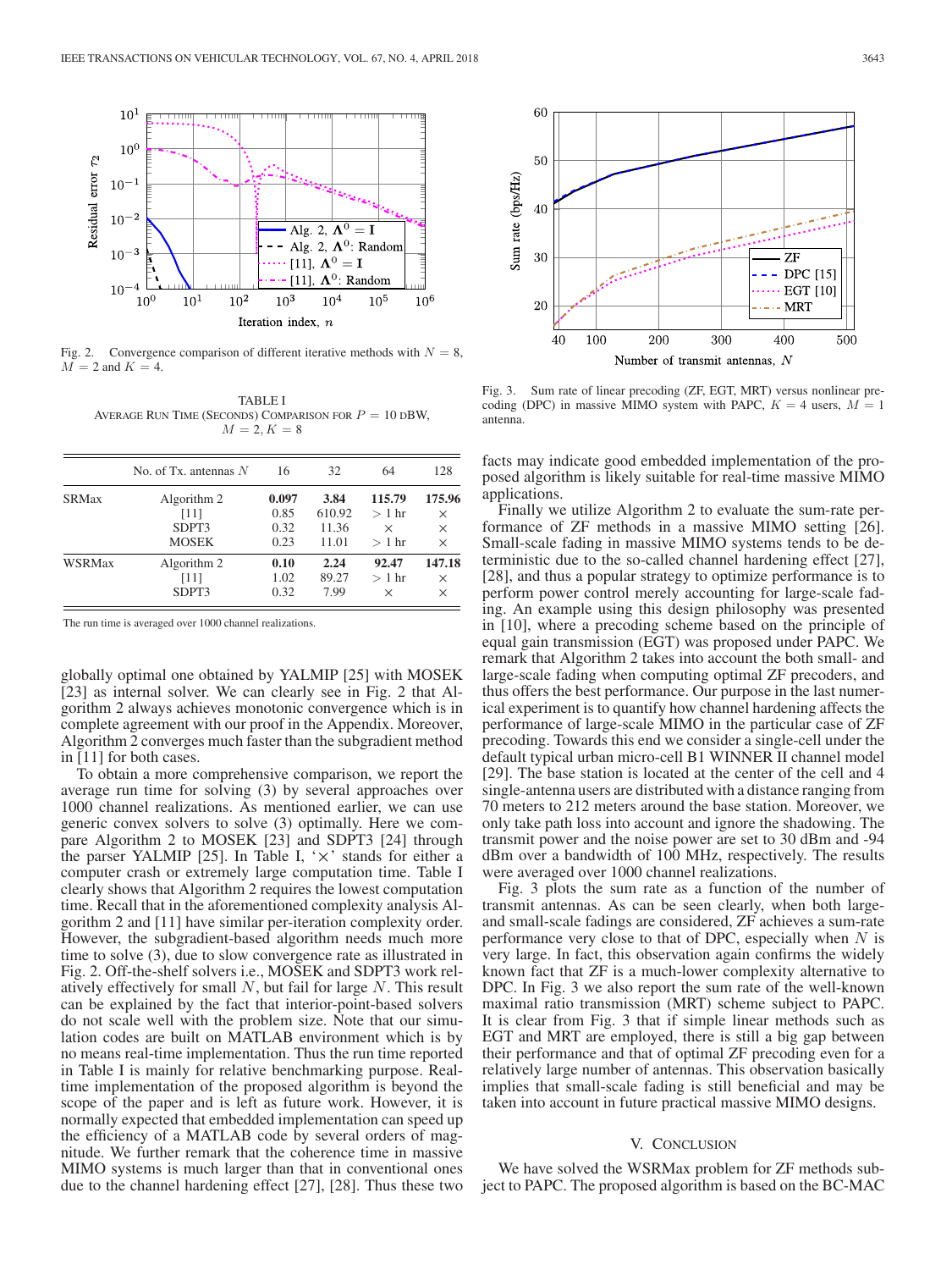Fig. 2. Convergence comparison of different iterative methods with $N = 8$, $M = 2$ and $K = 4$.

TABLE I
AVERAGE RUN TIME (SECONDS) COMPARISON FOR $P = 10$ dBW, $M = 2, K = 8$

| | No. of Tx. antennas $N$ | 16 | 32 | 64 | 128 |
|---|---|---|---|---|---|
| SRMax | Algorithm 2 | **0.097** | **3.84** | **115.79** | **175.96** |
| | [11] | 0.85 | 610.92 | $> 1$ hr | $\times$ |
| | SDPT3 | 0.32 | 11.36 | $\times$ | $\times$ |
| | MOSEK | 0.23 | 11.01 | $> 1$ hr | $\times$ |
| WSRMax | Algorithm 2 | **0.10** | **2.24** | **92.47** | **147.18** |
| | [11] | 1.02 | 89.27 | $> 1$ hr | $\times$ |
| | SDPT3 | 0.32 | 7.99 | $\times$ | $\times$ |

The run time is averaged over 1000 channel realizations.

globally optimal one obtained by YALMIP [25] with MOSEK [23] as internal solver. We can clearly see in Fig. 2 that Algorithm 2 always achieves monotonic convergence which is in complete agreement with our proof in the Appendix. Moreover, Algorithm 2 converges much faster than the subgradient method in [11] for both cases.

To obtain a more comprehensive comparison, we report the average run time for solving (3) by several approaches over 1000 channel realizations. As mentioned earlier, we can use generic convex solvers to solve (3) optimally. Here we compare Algorithm 2 to MOSEK [23] and SDPT3 [24] through the parser YALMIP [25]. In Table I, '$\times$' stands for either a computer crash or extremely large computation time. Table I clearly shows that Algorithm 2 requires the lowest computation time. Recall that in the aforementioned complexity analysis Algorithm 2 and [11] have similar per-iteration complexity order. However, the subgradient-based algorithm needs much more time to solve (3), due to slow convergence rate as illustrated in Fig. 2. Off-the-shelf solvers i.e., MOSEK and SDPT3 work relatively effectively for small $N$, but fail for large $N$. This result can be explained by the fact that interior-point-based solvers do not scale well with the problem size. Note that our simulation codes are built on MATLAB environment which is by no means real-time implementation. Thus the run time reported in Table I is mainly for relative benchmarking purpose. Real-time implementation of the proposed algorithm is beyond the scope of the paper and is left as future work. However, it is normally expected that embedded implementation can speed up the efficiency of a MATLAB code by several orders of magnitude. We further remark that the coherence time in massive MIMO systems is much larger than that in conventional ones due to the channel hardening effect [27], [28]. Thus these two facts may indicate good embedded implementation of the proposed algorithm is likely suitable for real-time massive MIMO applications.

Finally we utilize Algorithm 2 to evaluate the sum-rate performance of ZF methods in a massive MIMO setting [26]. Small-scale fading in massive MIMO systems tends to be deterministic due to the so-called channel hardening effect [27], [28], and thus a popular strategy to optimize performance is to perform power control merely accounting for large-scale fading. An example using this design philosophy was presented in [10], where a precoding scheme based on the principle of equal gain transmission (EGT) was proposed under PAPC. We remark that Algorithm 2 takes into account the both small- and large-scale fading when computing optimal ZF precoders, and thus offers the best performance. Our purpose in the last numerical experiment is to quantify how channel hardening affects the performance of large-scale MIMO in the particular case of ZF precoding. Towards this end we consider a single-cell under the default typical urban micro-cell B1 WINNER II channel model [29]. The base station is located at the center of the cell and 4 single-antenna users are distributed with a distance ranging from 70 meters to 212 meters around the base station. Moreover, we only take path loss into account and ignore the shadowing. The transmit power and the noise power are set to 30 dBm and -94 dBm over a bandwidth of 100 MHz, respectively. The results were averaged over 1000 channel realizations.

Fig. 3. Sum rate of linear precoding (ZF, EGT, MRT) versus nonlinear precoding (DPC) in massive MIMO system with PAPC, $K = 4$ users, $M = 1$ antenna.

Fig. 3 plots the sum rate as a function of the number of transmit antennas. As can be seen clearly, when both large- and small-scale fadings are considered, ZF achieves a sum-rate performance very close to that of DPC, especially when $N$ is very large. In fact, this observation again confirms the widely known fact that ZF is a much-lower complexity alternative to DPC. In Fig. 3 we also report the sum rate of the well-known maximal ratio transmission (MRT) scheme subject to PAPC. It is clear from Fig. 3 that if simple linear methods such as EGT and MRT are employed, there is still a big gap between their performance and that of optimal ZF precoding even for a relatively large number of antennas. This observation basically implies that small-scale fading is still beneficial and may be taken into account in future practical massive MIMO designs.

## V. Conclusion

We have solved the WSRMax problem for ZF methods subject to PAPC. The proposed algorithm is based on the BC-MAC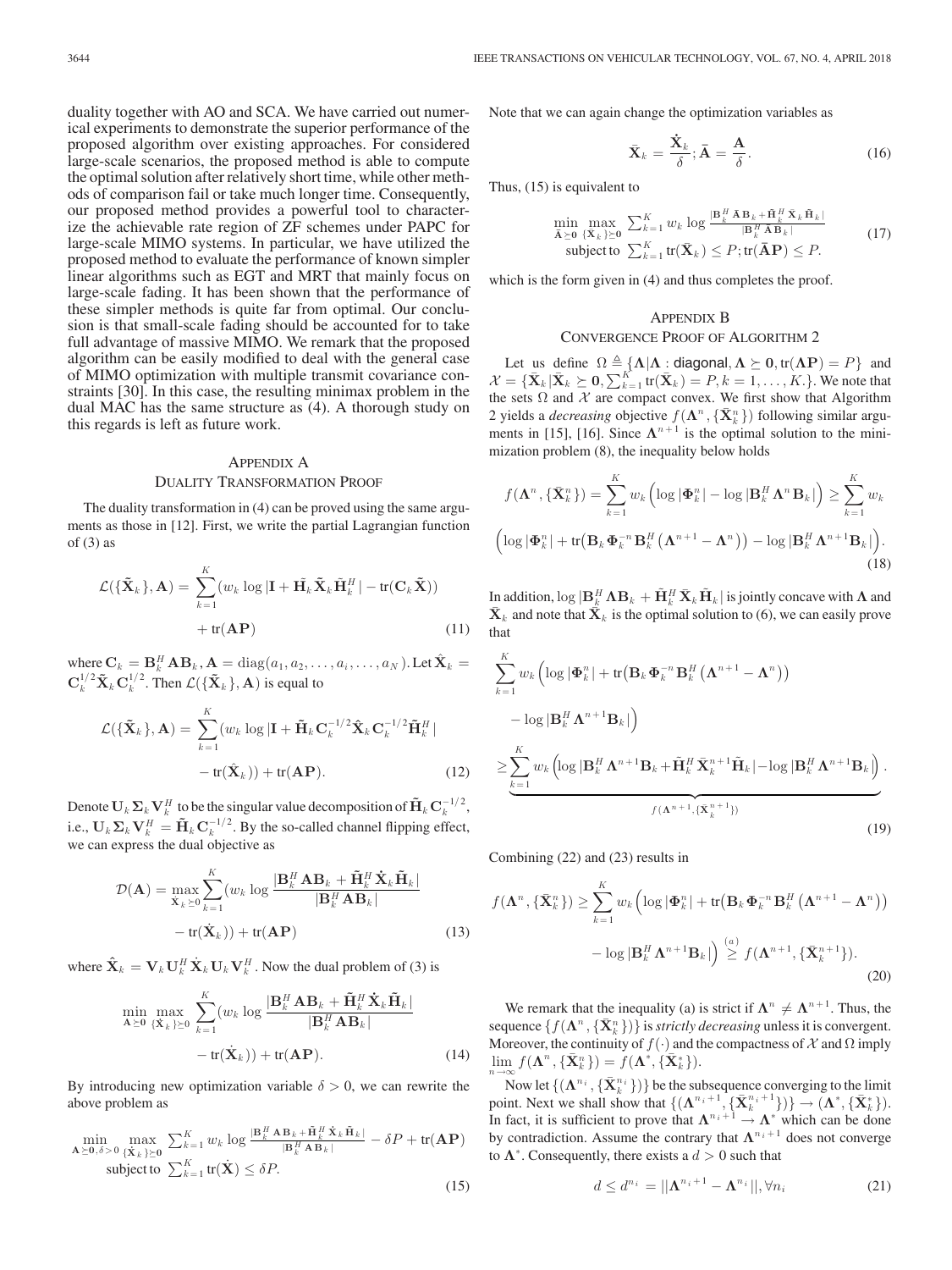duality together with AO and SCA. We have carried out numerical experiments to demonstrate the superior performance of the proposed algorithm over existing approaches. For considered large-scale scenarios, the proposed method is able to compute the optimal solution after relatively short time, while other methods of comparison fail or take much longer time. Consequently, our proposed method provides a powerful tool to characterize the achievable rate region of ZF schemes under PAPC for large-scale MIMO systems. In particular, we have utilized the proposed method to evaluate the performance of known simpler linear algorithms such as EGT and MRT that mainly focus on large-scale fading. It has been shown that the performance of these simpler methods is quite far from optimal. Our conclusion is that small-scale fading should be accounted for to take full advantage of massive MIMO. We remark that the proposed algorithm can be easily modified to deal with the general case of MIMO optimization with multiple transmit covariance constraints [30]. In this case, the resulting minimax problem in the dual MAC has the same structure as (4). A thorough study on this regards is left as future work.

## Appendix A
## Duality Transformation Proof

The duality transformation in (4) can be proved using the same arguments as those in [12]. First, we write the partial Lagrangian function of (3) as

$$\mathcal{L}(\{\tilde{\mathbf{X}}_k\}, \mathbf{A}) = \sum_{k=1}^{K} (w_k \log|\mathbf{I} + \tilde{\mathbf{H}}_k \tilde{\mathbf{X}}_k \tilde{\mathbf{H}}_k^H| - \mathrm{tr}(\mathbf{C}_k \tilde{\mathbf{X}})) + \mathrm{tr}(\mathbf{A}\mathbf{P}) \tag{11}$$

where $\mathbf{C}_k = \mathbf{B}_k^H \mathbf{A} \mathbf{B}_k, \mathbf{A} = \mathrm{diag}(a_1, a_2, \ldots, a_i, \ldots, a_N)$. Let $\hat{\mathbf{X}}_k = \mathbf{C}_k^{1/2} \tilde{\mathbf{X}}_k \mathbf{C}_k^{1/2}$. Then $\mathcal{L}(\{\tilde{\mathbf{X}}_k\}, \mathbf{A})$ is equal to

$$\mathcal{L}(\{\tilde{\mathbf{X}}_k\}, \mathbf{A}) = \sum_{k=1}^{K} (w_k \log|\mathbf{I} + \tilde{\mathbf{H}}_k \mathbf{C}_k^{-1/2} \hat{\mathbf{X}}_k \mathbf{C}_k^{-1/2} \tilde{\mathbf{H}}_k^H| - \mathrm{tr}(\hat{\mathbf{X}}_k)) + \mathrm{tr}(\mathbf{A}\mathbf{P}). \tag{12}$$

Denote $\mathbf{U}_k \boldsymbol{\Sigma}_k \mathbf{V}_k^H$ to be the singular value decomposition of $\tilde{\mathbf{H}}_k \mathbf{C}_k^{-1/2}$, i.e., $\mathbf{U}_k \boldsymbol{\Sigma}_k \mathbf{V}_k^H = \tilde{\mathbf{H}}_k \mathbf{C}_k^{-1/2}$. By the so-called channel flipping effect, we can express the dual objective as

$$\mathcal{D}(\mathbf{A}) = \max_{\dot{\mathbf{X}}_k \succeq 0} \sum_{k=1}^{K} (w_k \log \frac{|\mathbf{B}_k^H \mathbf{A} \mathbf{B}_k + \tilde{\mathbf{H}}_k^H \dot{\mathbf{X}}_k \tilde{\mathbf{H}}_k|}{|\mathbf{B}_k^H \mathbf{A} \mathbf{B}_k|} - \mathrm{tr}(\dot{\mathbf{X}}_k)) + \mathrm{tr}(\mathbf{A}\mathbf{P}) \tag{13}$$

where $\hat{\mathbf{X}}_k = \mathbf{V}_k \mathbf{U}_k^H \dot{\mathbf{X}}_k \mathbf{U}_k \mathbf{V}_k^H$. Now the dual problem of (3) is

$$\min_{\mathbf{A} \succeq 0} \max_{\{\dot{\mathbf{X}}_k\} \succeq 0} \sum_{k=1}^{K} (w_k \log \frac{|\mathbf{B}_k^H \mathbf{A} \mathbf{B}_k + \tilde{\mathbf{H}}_k^H \dot{\mathbf{X}}_k \tilde{\mathbf{H}}_k|}{|\mathbf{B}_k^H \mathbf{A} \mathbf{B}_k|} - \mathrm{tr}(\dot{\mathbf{X}}_k)) + \mathrm{tr}(\mathbf{A}\mathbf{P}). \tag{14}$$

By introducing new optimization variable $\delta > 0$, we can rewrite the above problem as

$$\begin{aligned} \min_{\mathbf{A} \succeq 0, \delta > 0} \max_{\{\dot{\mathbf{X}}_k\} \succeq 0} \; & \sum_{k=1}^{K} w_k \log \frac{|\mathbf{B}_k^H \mathbf{A} \mathbf{B}_k + \tilde{\mathbf{H}}_k^H \dot{\mathbf{X}}_k \tilde{\mathbf{H}}_k|}{|\mathbf{B}_k^H \mathbf{A} \mathbf{B}_k|} - \delta P + \mathrm{tr}(\mathbf{A}\mathbf{P}) \\ \text{subject to } \; & \sum_{k=1}^{K} \mathrm{tr}(\dot{\mathbf{X}}) \leq \delta P. \end{aligned} \tag{15}$$

Note that we can again change the optimization variables as

$$\bar{\mathbf{X}}_k = \frac{\dot{\mathbf{X}}_k}{\delta}; \bar{\mathbf{A}} = \frac{\mathbf{A}}{\delta}. \tag{16}$$

Thus, (15) is equivalent to

$$\begin{aligned} \min_{\bar{\mathbf{A}} \succeq 0} \max_{\{\bar{\mathbf{X}}_k\} \succeq 0} \; & \sum_{k=1}^{K} w_k \log \frac{|\mathbf{B}_k^H \bar{\mathbf{A}} \mathbf{B}_k + \tilde{\mathbf{H}}_k^H \bar{\mathbf{X}}_k \tilde{\mathbf{H}}_k|}{|\mathbf{B}_k^H \bar{\mathbf{A}} \mathbf{B}_k|} \\ \text{subject to } \; & \sum_{k=1}^{K} \mathrm{tr}(\bar{\mathbf{X}}_k) \leq P; \mathrm{tr}(\bar{\mathbf{A}}\mathbf{P}) \leq P. \end{aligned} \tag{17}$$

which is the form given in (4) and thus completes the proof.

## Appendix B
## Convergence Proof of Algorithm 2

Let us define $\Omega \triangleq \{\boldsymbol{\Lambda} | \boldsymbol{\Lambda} : \text{diagonal}, \boldsymbol{\Lambda} \succeq \mathbf{0}, \mathrm{tr}(\boldsymbol{\Lambda}\mathbf{P}) = P\}$ and $\mathcal{X} = \{\bar{\mathbf{X}}_k | \bar{\mathbf{X}}_k \succeq \mathbf{0}, \sum_{k=1}^{K} \mathrm{tr}(\bar{\mathbf{X}}_k) = P, k = 1, \ldots, K.\}$. We note that the sets $\Omega$ and $\mathcal{X}$ are compact convex. We first show that Algorithm 2 yields a *decreasing* objective $f(\boldsymbol{\Lambda}^n, \{\bar{\mathbf{X}}_k^n\})$ following similar arguments in [15], [16]. Since $\boldsymbol{\Lambda}^{n+1}$ is the optimal solution to the minimization problem (8), the inequality below holds

$$\begin{aligned} f(\boldsymbol{\Lambda}^n, \{\bar{\mathbf{X}}_k^n\}) &= \sum_{k=1}^{K} w_k \Big(\log|\boldsymbol{\Phi}_k^n| - \log|\mathbf{B}_k^H \boldsymbol{\Lambda}^n \mathbf{B}_k|\Big) \geq \sum_{k=1}^{K} w_k \\ &\Big(\log|\boldsymbol{\Phi}_k^n| + \mathrm{tr}\big(\mathbf{B}_k \boldsymbol{\Phi}_k^{-n} \mathbf{B}_k^H \left(\boldsymbol{\Lambda}^{n+1} - \boldsymbol{\Lambda}^n\right)\big) - \log|\mathbf{B}_k^H \boldsymbol{\Lambda}^{n+1} \mathbf{B}_k|\Big). \end{aligned} \tag{18}$$

In addition, $\log|\mathbf{B}_k^H \boldsymbol{\Lambda} \mathbf{B}_k + \tilde{\mathbf{H}}_k^H \bar{\mathbf{X}}_k \tilde{\mathbf{H}}_k|$ is jointly concave with $\boldsymbol{\Lambda}$ and $\bar{\mathbf{X}}_k$ and note that $\bar{\mathbf{X}}_k$ is the optimal solution to (6), we can easily prove that

$$\begin{aligned} &\sum_{k=1}^{K} w_k \Big(\log|\boldsymbol{\Phi}_k^n| + \mathrm{tr}\big(\mathbf{B}_k \boldsymbol{\Phi}_k^{-n} \mathbf{B}_k^H \left(\boldsymbol{\Lambda}^{n+1} - \boldsymbol{\Lambda}^n\right)\big) \\ &\quad - \log|\mathbf{B}_k^H \boldsymbol{\Lambda}^{n+1} \mathbf{B}_k|\Big) \\ &\geq \underbrace{\sum_{k=1}^{K} w_k \Big(\log|\mathbf{B}_k^H \boldsymbol{\Lambda}^{n+1} \mathbf{B}_k + \tilde{\mathbf{H}}_k^H \bar{\mathbf{X}}_k^{n+1} \tilde{\mathbf{H}}_k| - \log|\mathbf{B}_k^H \boldsymbol{\Lambda}^{n+1} \mathbf{B}_k|\Big)}_{f(\boldsymbol{\Lambda}^{n+1}, \{\bar{\mathbf{X}}_k^{n+1}\})}. \end{aligned} \tag{19}$$

Combining (22) and (23) results in

$$\begin{aligned} f(\boldsymbol{\Lambda}^n, \{\bar{\mathbf{X}}_k^n\}) &\geq \sum_{k=1}^{K} w_k \Big(\log|\boldsymbol{\Phi}_k^n| + \mathrm{tr}\big(\mathbf{B}_k \boldsymbol{\Phi}_k^{-n} \mathbf{B}_k^H \left(\boldsymbol{\Lambda}^{n+1} - \boldsymbol{\Lambda}^n\right)\big) \\ &\quad - \log|\mathbf{B}_k^H \boldsymbol{\Lambda}^{n+1} \mathbf{B}_k|\Big) \overset{(a)}{\geq} f(\boldsymbol{\Lambda}^{n+1}, \{\bar{\mathbf{X}}_k^{n+1}\}). \end{aligned} \tag{20}$$

We remark that the inequality (a) is strict if $\boldsymbol{\Lambda}^n \neq \boldsymbol{\Lambda}^{n+1}$. Thus, the sequence $\{f(\boldsymbol{\Lambda}^n, \{\bar{\mathbf{X}}_k^n\})\}$ is *strictly decreasing* unless it is convergent. Moreover, the continuity of $f(\cdot)$ and the compactness of $\mathcal{X}$ and $\Omega$ imply $\lim_{n\to\infty} f(\boldsymbol{\Lambda}^n, \{\bar{\mathbf{X}}_k^n\}) = f(\boldsymbol{\Lambda}^*, \{\bar{\mathbf{X}}_k^*\})$.

Now let $\{(\boldsymbol{\Lambda}^{n_i}, \{\bar{\mathbf{X}}_k^{n_i}\})\}$ be the subsequence converging to the limit point. Next we shall show that $\{(\boldsymbol{\Lambda}^{n_i+1}, \{\bar{\mathbf{X}}_k^{n_i+1}\})\} \to (\boldsymbol{\Lambda}^*, \{\bar{\mathbf{X}}_k^*\})$. In fact, it is sufficient to prove that $\boldsymbol{\Lambda}^{n_i+1} \to \boldsymbol{\Lambda}^*$ which can be done by contradiction. Assume the contrary that $\boldsymbol{\Lambda}^{n_i+1}$ does not converge to $\boldsymbol{\Lambda}^*$. Consequently, there exists a $d > 0$ such that

$$d \leq d^{n_i} = ||\boldsymbol{\Lambda}^{n_i+1} - \boldsymbol{\Lambda}^{n_i}||, \forall n_i \tag{21}$$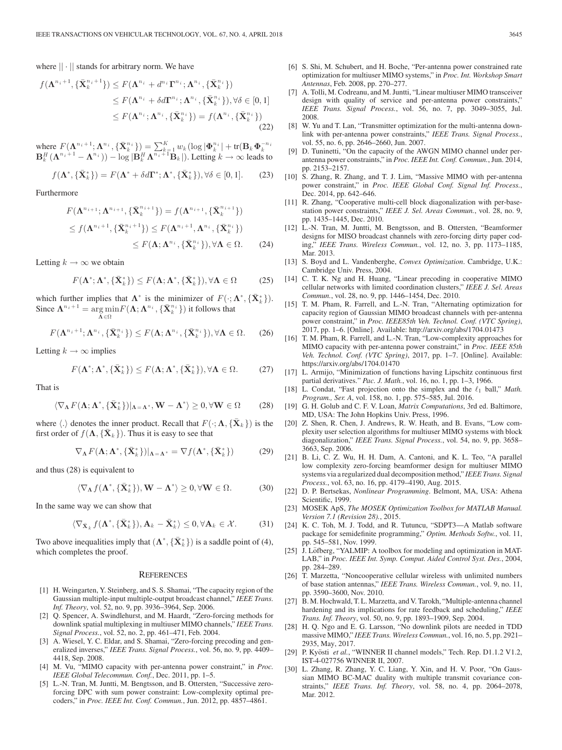where $||\cdot||$ stands for arbitrary norm. We have

$$\begin{aligned} f(\mathbf{\Lambda}^{n_i+1}, \{\bar{\mathbf{X}}_k^{n_i+1}\}) &\leq F(\mathbf{\Lambda}^{n_i} + d^{n_i}\mathbf{\Gamma}^{n_i}; \mathbf{\Lambda}^{n_i}, \{\bar{\mathbf{X}}_k^{n_i}\}) \\ &\leq F(\mathbf{\Lambda}^{n_i} + \delta d\mathbf{\Gamma}^{n_i}; \mathbf{\Lambda}^{n_i}, \{\bar{\mathbf{X}}_k^{n_i}\}), \forall \delta \in [0,1] \\ &\leq F(\mathbf{\Lambda}^{n_i}; \mathbf{\Lambda}^{n_i}, \{\bar{\mathbf{X}}_k^{n_i}\}) = f(\mathbf{\Lambda}^{n_i}, \{\bar{\mathbf{X}}_k^{n_i}\}) \end{aligned} \tag{22}$$

where $F(\mathbf{\Lambda}^{n_i+1}; \mathbf{\Lambda}^{n_i}, \{\bar{\mathbf{X}}_k^{n_i}\}) = \sum_{k=1}^{K} w_k(\log|\mathbf{\Phi}_k^{n_i}| + \text{tr}(\mathbf{B}_k\mathbf{\Phi}_k^{-n_i}\mathbf{B}_k^H(\mathbf{\Lambda}^{n_i+1} - \mathbf{\Lambda}^{n_i})) - \log|\mathbf{B}_k^H\mathbf{\Lambda}^{n_i+1}\mathbf{B}_k|)$. Letting $k \to \infty$ leads to

$$f(\mathbf{\Lambda}^*, \{\bar{\mathbf{X}}_k^*\}) = F(\mathbf{\Lambda}^* + \delta d\mathbf{\Gamma}^*; \mathbf{\Lambda}^*, \{\bar{\mathbf{X}}_k^*\}), \forall \delta \in [0,1]. \tag{23}$$

Furthermore

$$\begin{aligned} F(\mathbf{\Lambda}^{n_{i+1}}; \mathbf{\Lambda}^{n_{i+1}}, \{\bar{\mathbf{X}}_k^{n_{i+1}}\}) &= f(\mathbf{\Lambda}^{n_{i+1}}, \{\bar{\mathbf{X}}_k^{n_{i+1}}\}) \\ \leq f(\mathbf{\Lambda}^{n_i+1}, \{\bar{\mathbf{X}}_k^{n_i+1}\}) &\leq F(\mathbf{\Lambda}^{n_i+1}, \mathbf{\Lambda}^{n_i}, \{\bar{\mathbf{X}}_k^{n_i}\}) \\ &\leq F(\mathbf{\Lambda}; \mathbf{\Lambda}^{n_i}, \{\bar{\mathbf{X}}_k^{n_i}\}), \forall \mathbf{\Lambda} \in \Omega. \end{aligned} \tag{24}$$

Letting $k \to \infty$ we obtain

$$F(\mathbf{\Lambda}^*; \mathbf{\Lambda}^*, \{\bar{\mathbf{X}}_k^*\}) \leq F(\mathbf{\Lambda}; \mathbf{\Lambda}^*, \{\bar{\mathbf{X}}_k^*\}), \forall \mathbf{\Lambda} \in \Omega \tag{25}$$

which further implies that $\mathbf{\Lambda}^*$ is the minimizer of $F(\cdot; \mathbf{\Lambda}^*, \{\bar{\mathbf{X}}_k^*\})$. Since $\mathbf{\Lambda}^{n_i+1} = \underset{\mathbf{\Lambda}\in\Omega}{\arg\min} F(\mathbf{\Lambda}; \mathbf{\Lambda}^{n_i}, \{\bar{\mathbf{X}}_k^{n_i}\})$ it follows that

$$F(\mathbf{\Lambda}^{n_i+1}; \mathbf{\Lambda}^{n_i}, \{\bar{\mathbf{X}}_k^{n_i}\}) \leq F(\mathbf{\Lambda}; \mathbf{\Lambda}^{n_i}, \{\bar{\mathbf{X}}_k^{n_i}\}), \forall \mathbf{\Lambda} \in \Omega. \tag{26}$$

Letting $k \to \infty$ implies

$$F(\mathbf{\Lambda}^*; \mathbf{\Lambda}^*, \{\bar{\mathbf{X}}_k^*\}) \leq F(\mathbf{\Lambda}; \mathbf{\Lambda}^*, \{\bar{\mathbf{X}}_k^*\}), \forall \mathbf{\Lambda} \in \Omega. \tag{27}$$

That is

$$\langle \nabla_{\mathbf{\Lambda}} F(\mathbf{\Lambda}; \mathbf{\Lambda}^*, \{\bar{\mathbf{X}}_k^*\})|_{\mathbf{\Lambda}=\mathbf{\Lambda}^*}, \mathbf{W} - \mathbf{\Lambda}^* \rangle \geq 0, \forall \mathbf{W} \in \Omega \tag{28}$$

where $\langle . \rangle$ denotes the inner product. Recall that $F(\cdot; \mathbf{\Lambda}, \{\bar{\mathbf{X}}_k\})$ is the first order of $f(\mathbf{\Lambda}, \{\bar{\mathbf{X}}_k\})$. Thus it is easy to see that

$$\nabla_{\mathbf{\Lambda}} F(\mathbf{\Lambda}; \mathbf{\Lambda}^*, \{\bar{\mathbf{X}}_k^*\})|_{\mathbf{\Lambda}=\mathbf{\Lambda}^*} = \nabla f(\mathbf{\Lambda}^*, \{\bar{\mathbf{X}}_k^*\}) \tag{29}$$

and thus (28) is equivalent to

$$\langle \nabla_{\mathbf{\Lambda}} f(\mathbf{\Lambda}^*, \{\bar{\mathbf{X}}_k^*\}), \mathbf{W} - \mathbf{\Lambda}^* \rangle \geq 0, \forall \mathbf{W} \in \Omega. \tag{30}$$

In the same way we can show that

$$\langle \nabla_{\bar{\mathbf{X}}_k} f(\mathbf{\Lambda}^*, \{\bar{\mathbf{X}}_k^*\}), \mathbf{A}_k - \bar{\mathbf{X}}_k^* \rangle \leq 0, \forall \mathbf{A}_k \in \mathcal{X}. \tag{31}$$

Two above inequalities imply that $(\mathbf{\Lambda}^*, \{\bar{\mathbf{X}}_k^*\})$ is a saddle point of (4), which completes the proof.

## References

[1] H. Weingarten, Y. Steinberg, and S. S. Shamai, "The capacity region of the Gaussian multiple-input multiple-output broadcast channel," *IEEE Trans. Inf. Theory*, vol. 52, no. 9, pp. 3936–3964, Sep. 2006.

[2] Q. Spencer, A. Swindlehurst, and M. Haardt, "Zero-forcing methods for downlink spatial multiplexing in multiuser MIMO channels," *IEEE Trans. Signal Process.*, vol. 52, no. 2, pp. 461–471, Feb. 2004.

[3] A. Wiesel, Y. C. Eldar, and S. Shamai, "Zero-forcing precoding and generalized inverses," *IEEE Trans. Signal Process.*, vol. 56, no. 9, pp. 4409–4418, Sep. 2008.

[4] M. Vu, "MIMO capacity with per-antenna power constraint," in *Proc. IEEE Global Telecommun. Conf.*, Dec. 2011, pp. 1–5.

[5] L.-N. Tran, M. Juntti, M. Bengtsson, and B. Ottersten, "Successive zero-forcing DPC with sum power constraint: Low-complexity optimal precoders," in *Proc. IEEE Int. Conf. Commun.*, Jun. 2012, pp. 4857–4861.

[6] S. Shi, M. Schubert, and H. Boche, "Per-antenna power constrained rate optimization for multiuser MIMO systems," in *Proc. Int. Workshop Smart Antennas*, Feb. 2008, pp. 270–277.

[7] A. Tolli, M. Codreanu, and M. Juntti, "Linear multiuser MIMO transceiver design with quality of service and per-antenna power constraints," *IEEE Trans. Signal Process.*, vol. 56, no. 7, pp. 3049–3055, Jul. 2008.

[8] W. Yu and T. Lan, "Transmitter optimization for the multi-antenna downlink with per-antenna power constraints," *IEEE Trans. Signal Process.*, vol. 55, no. 6, pp. 2646–2660, Jun. 2007.

[9] D. Tuninetti, "On the capacity of the AWGN MIMO channel under per-antenna power constraints," in *Proc. IEEE Int. Conf. Commun.*, Jun. 2014, pp. 2153–2157.

[10] S. Zhang, R. Zhang, and T. J. Lim, "Massive MIMO with per-antenna power constraint," in *Proc. IEEE Global Conf. Signal Inf. Process.*, Dec. 2014, pp. 642–646.

[11] R. Zhang, "Cooperative multi-cell block diagonalization with per-base-station power constraints," *IEEE J. Sel. Areas Commun.*, vol. 28, no. 9, pp. 1435–1445, Dec. 2010.

[12] L.-N. Tran, M. Juntti, M. Bengtsson, and B. Ottersten, "Beamformer designs for MISO broadcast channels with zero-forcing dirty paper coding," *IEEE Trans. Wireless Commun.*, vol. 12, no. 3, pp. 1173–1185, Mar. 2013.

[13] S. Boyd and L. Vandenberghe, *Convex Optimization*. Cambridge, U.K.: Cambridge Univ. Press, 2004.

[14] C. T. K. Ng and H. Huang, "Linear precoding in cooperative MIMO cellular networks with limited coordination clusters," *IEEE J. Sel. Areas Commun.*, vol. 28, no. 9, pp. 1446–1454, Dec. 2010.

[15] T. M. Pham, R. Farrell, and L.-N. Tran, "Alternating optimization for capacity region of Gaussian MIMO broadcast channels with per-antenna power constraint," in *Proc. IEEE85th Veh. Technol. Conf. (VTC Spring)*, 2017, pp. 1–6. [Online]. Available: http://arxiv.org/abs/1704.01473

[16] T. M. Pham, R. Farrell, and L.-N. Tran, "Low-complexity approaches for MIMO capacity with per-antenna power constraint," in *Proc. IEEE 85th Veh. Technol. Conf. (VTC Spring)*, 2017, pp. 1–7. [Online]. Available: https://arxiv.org/abs/1704.01470

[17] L. Armijo, "Minimization of functions having Lipschitz continuous first partial derivatives." *Pac. J. Math.*, vol. 16, no. 1, pp. 1–3, 1966.

[18] L. Condat, "Fast projection onto the simplex and the $\ell_1$ ball," *Math. Program., Ser. A*, vol. 158, no. 1, pp. 575–585, Jul. 2016.

[19] G. H. Golub and C. F. V. Loan, *Matrix Computations*, 3rd ed. Baltimore, MD, USA: The John Hopkins Univ. Press, 1996.

[20] Z. Shen, R. Chen, J. Andrews, R. W. Heath, and B. Evans, "Low complexity user selection algorithms for multiuser MIMO systems with block diagonalization," *IEEE Trans. Signal Process.*, vol. 54, no. 9, pp. 3658–3663, Sep. 2006.

[21] B. Li, C. Z. Wu, H. H. Dam, A. Cantoni, and K. L. Teo, "A parallel low complexity zero-forcing beamformer design for multiuser MIMO systems via a regularized dual decomposition method," *IEEE Trans. Signal Process.*, vol. 63, no. 16, pp. 4179–4190, Aug. 2015.

[22] D. P. Bertsekas, *Nonlinear Programming*. Belmont, MA, USA: Athena Scientific, 1999.

[23] MOSEK ApS, *The MOSEK Optimization Toolbox for MATLAB Manual. Version 7.1 (Revision 28).*, 2015.

[24] K. C. Toh, M. J. Todd, and R. Tutuncu, "SDPT3—A Matlab software package for semidefinite programming," *Optim. Methods Softw.*, vol. 11, pp. 545–581, Nov. 1999.

[25] J. Löfberg, "YALMIP: A toolbox for modeling and optimization in MATLAB," in *Proc. IEEE Int. Symp. Comput. Aided Control Syst. Des.*, 2004, pp. 284–289.

[26] T. Marzetta, "Noncooperative cellular wireless with unlimited numbers of base station antennas," *IEEE Trans. Wireless Commun.*, vol. 9, no. 11, pp. 3590–3600, Nov. 2010.

[27] B. M. Hochwald, T. L. Marzetta, and V. Tarokh, "Multiple-antenna channel hardening and its implications for rate feedback and scheduling," *IEEE Trans. Inf. Theory*, vol. 50, no. 9, pp. 1893–1909, Sep. 2004.

[28] H. Q. Ngo and E. G. Larsson, "No downlink pilots are needed in TDD massive MIMO," *IEEE Trans. Wireless Commun.*, vol. 16, no. 5, pp. 2921–2935, May, 2017.

[29] P. Kyösti *et al.*, "WINNER II channel models," Tech. Rep. D1.1.2 V1.2, IST-4-027756 WINNER II, 2007.

[30] L. Zhang, R. Zhang, Y. C. Liang, Y. Xin, and H. V. Poor, "On Gaussian MIMO BC-MAC duality with multiple transmit covariance constraints," *IEEE Trans. Inf. Theory*, vol. 58, no. 4, pp. 2064–2078, Mar. 2012.